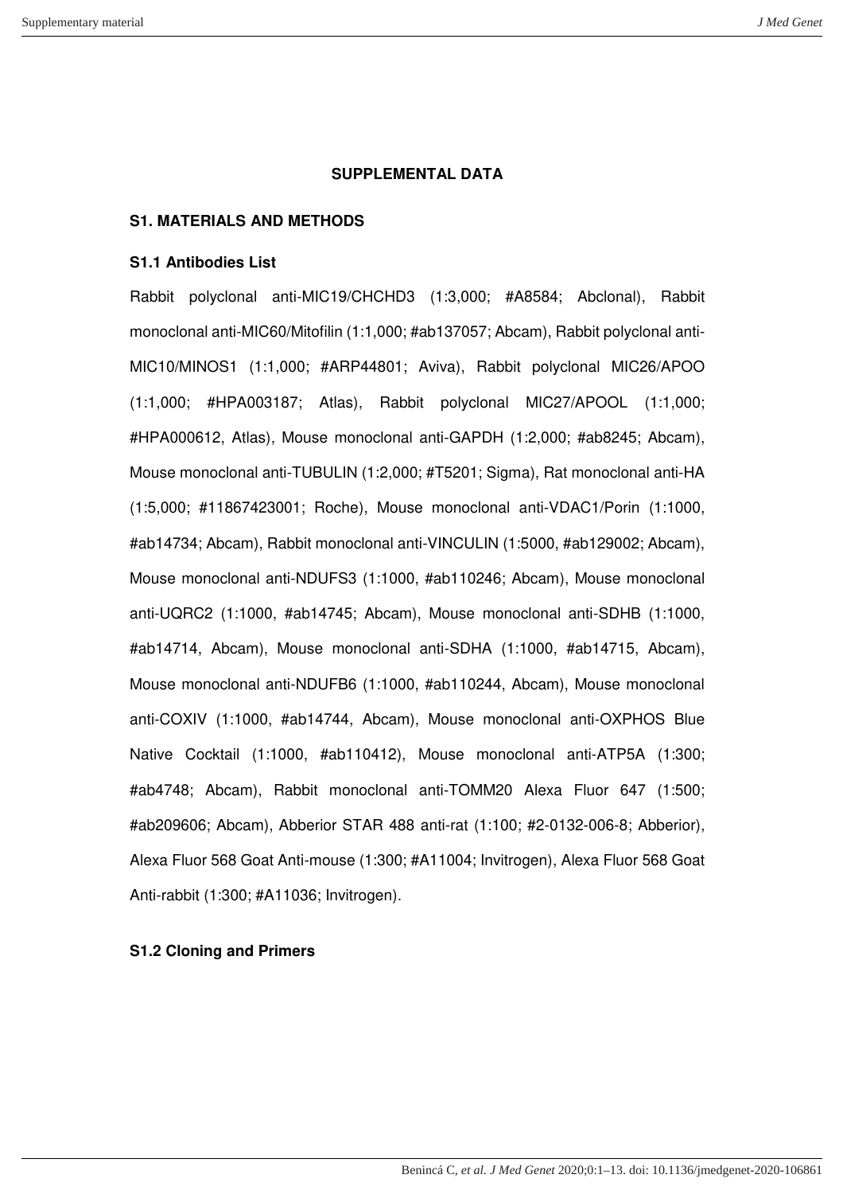## SUPPLEMENTAL DATA

### S1. MATERIALS AND METHODS

#### S1.1 Antibodies List

Rabbit polyclonal anti-MIC19/CHCHD3 (1:3,000; #A8584; Abclonal), Rabbit monoclonal anti-MIC60/Mitofilin (1:1,000; #ab137057; Abcam), Rabbit polyclonal anti-MIC10/MINOS1 (1:1,000; #ARP44801; Aviva), Rabbit polyclonal MIC26/APOO (1:1,000; #HPA003187; Atlas), Rabbit polyclonal MIC27/APOOL (1:1,000; #HPA000612, Atlas), Mouse monoclonal anti-GAPDH (1:2,000; #ab8245; Abcam), Mouse monoclonal anti-TUBULIN (1:2,000; #T5201; Sigma), Rat monoclonal anti-HA (1:5,000; #11867423001; Roche), Mouse monoclonal anti-VDAC1/Porin (1:1000, #ab14734; Abcam), Rabbit monoclonal anti-VINCULIN (1:5000, #ab129002; Abcam), Mouse monoclonal anti-NDUFS3 (1:1000, #ab110246; Abcam), Mouse monoclonal anti-UQRC2 (1:1000, #ab14745; Abcam), Mouse monoclonal anti-SDHB (1:1000, #ab14714, Abcam), Mouse monoclonal anti-SDHA (1:1000, #ab14715, Abcam), Mouse monoclonal anti-NDUFB6 (1:1000, #ab110244, Abcam), Mouse monoclonal anti-COXIV (1:1000, #ab14744, Abcam), Mouse monoclonal anti-OXPHOS Blue Native Cocktail (1:1000, #ab110412), Mouse monoclonal anti-ATP5A (1:300; #ab4748; Abcam), Rabbit monoclonal anti-TOMM20 Alexa Fluor 647 (1:500; #ab209606; Abcam), Abberior STAR 488 anti-rat (1:100; #2-0132-006-8; Abberior), Alexa Fluor 568 Goat Anti-mouse (1:300; #A11004; Invitrogen), Alexa Fluor 568 Goat Anti-rabbit (1:300; #A11036; Invitrogen).

#### S1.2 Cloning and Primers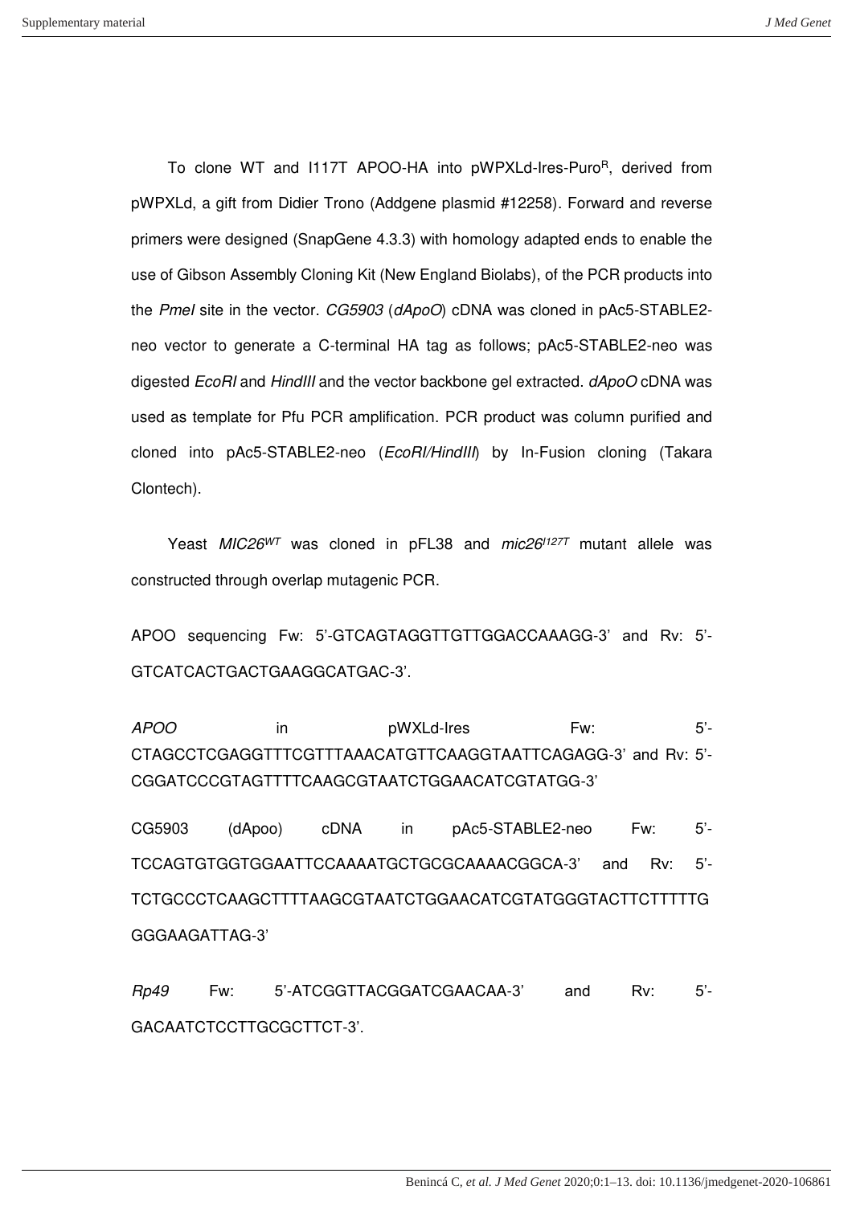To clone WT and I117T APOO-HA into pWPXLd-Ires-Puro$^{R}$, derived from pWPXLd, a gift from Didier Trono (Addgene plasmid #12258). Forward and reverse primers were designed (SnapGene 4.3.3) with homology adapted ends to enable the use of Gibson Assembly Cloning Kit (New England Biolabs), of the PCR products into the *PmeI* site in the vector. *CG5903* (*dApoO*) cDNA was cloned in pAc5-STABLE2-neo vector to generate a C-terminal HA tag as follows; pAc5-STABLE2-neo was digested *EcoRI* and *HindIII* and the vector backbone gel extracted. *dApoO* cDNA was used as template for Pfu PCR amplification. PCR product was column purified and cloned into pAc5-STABLE2-neo (*EcoRI/HindIII*) by In-Fusion cloning (Takara Clontech).

Yeast *MIC26*$^{WT}$ was cloned in pFL38 and *mic26*$^{I127T}$ mutant allele was constructed through overlap mutagenic PCR.

APOO sequencing Fw: 5'-GTCAGTAGGTTGTTGGACCAAAGG-3' and Rv: 5'-GTCATCACTGACTGAAGGCATGAC-3'.

*APOO* in pWXLd-Ires Fw: 5'-CTAGCCTCGAGGTTTCGTTTAAACATGTTCAAGGTAATTCAGAGG-3' and Rv: 5'-CGGATCCCGTAGTTTTCAAGCGTAATCTGGAACATCGTATGG-3'

CG5903 (dApoo) cDNA in pAc5-STABLE2-neo Fw: 5'-TCCAGTGTGGTGGAATTCCAAAATGCTGCGCAAAACGGCA-3' and Rv: 5'-TCTGCCCTCAAGCTTTTAAGCGTAATCTGGAACATCGTATGGGTACTTCTTTTTGGGGAAGATTAG-3'

*Rp49* Fw: 5'-ATCGGTTACGGATCGAACAA-3' and Rv: 5'-GACAATCTCCTTGCGCTTCT-3'.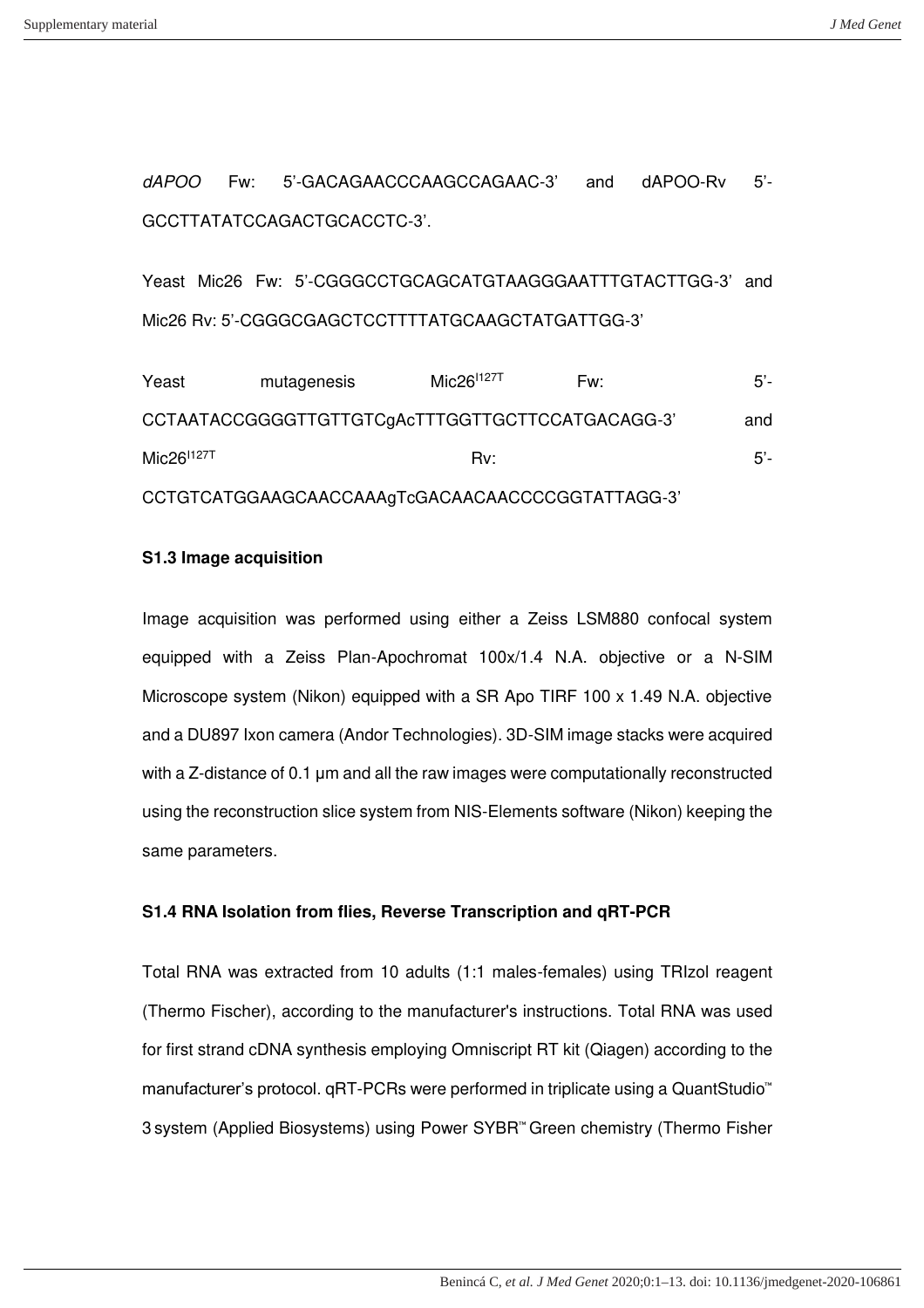*dAPOO* Fw: 5'-GACAGAACCCAAGCCAGAAC-3' and dAPOO-Rv 5'-GCCTTATATCCAGACTGCACCTC-3'.

Yeast Mic26 Fw: 5'-CGGGCCTGCAGCATGTAAGGGAATTTGTACTTGG-3' and Mic26 Rv: 5'-CGGGCGAGCTCCTTTTATGCAAGCTATGATTGG-3'

Yeast mutagenesis Mic26$^{I127T}$ Fw: 5'-CCTAATACCGGGGTTGTTGTCgAcTTTGGTTGCTTCCATGACAGG-3' and Mic26$^{I127T}$ Rv: 5'-CCTGTCATGGAAGCAACCAAAgTcGACAACAACCCCGGTATTAGG-3'

**S1.3 Image acquisition**

Image acquisition was performed using either a Zeiss LSM880 confocal system equipped with a Zeiss Plan-Apochromat 100x/1.4 N.A. objective or a N-SIM Microscope system (Nikon) equipped with a SR Apo TIRF 100 x 1.49 N.A. objective and a DU897 Ixon camera (Andor Technologies). 3D-SIM image stacks were acquired with a Z-distance of 0.1 µm and all the raw images were computationally reconstructed using the reconstruction slice system from NIS-Elements software (Nikon) keeping the same parameters.

**S1.4 RNA Isolation from flies, Reverse Transcription and qRT-PCR**

Total RNA was extracted from 10 adults (1:1 males-females) using TRIzol reagent (Thermo Fischer), according to the manufacturer's instructions. Total RNA was used for first strand cDNA synthesis employing Omniscript RT kit (Qiagen) according to the manufacturer's protocol. qRT-PCRs were performed in triplicate using a QuantStudio™ 3 system (Applied Biosystems) using Power SYBR™ Green chemistry (Thermo Fisher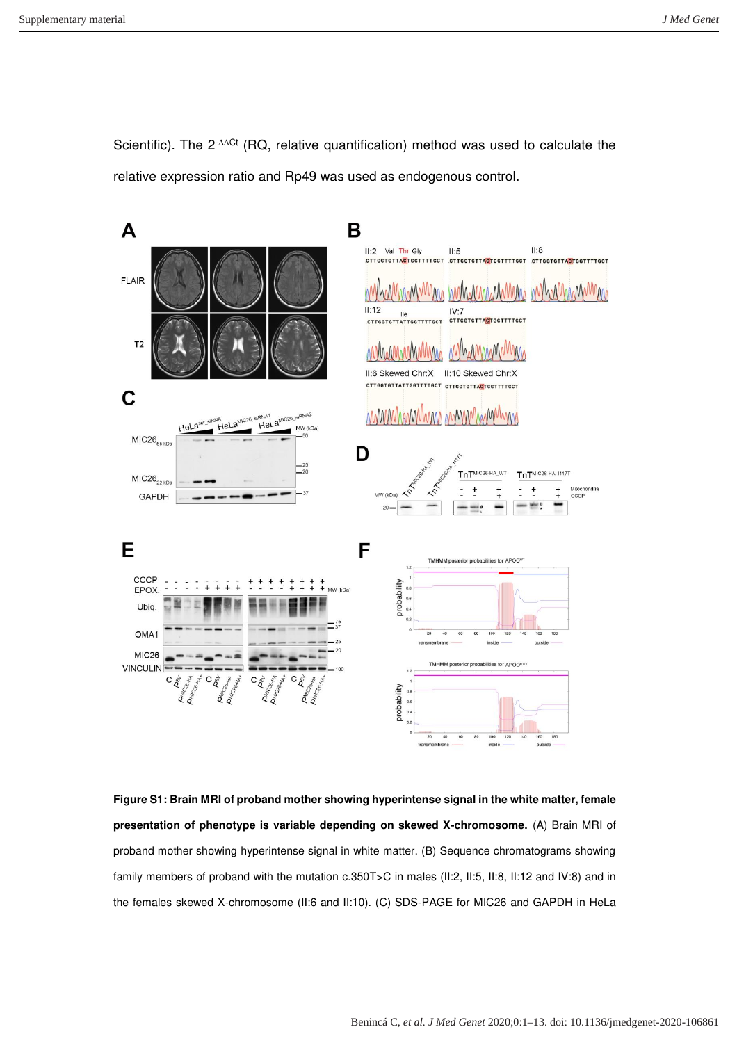Scientific). The $2^{-\Delta\Delta Ct}$ (RQ, relative quantification) method was used to calculate the relative expression ratio and Rp49 was used as endogenous control.

A

FLAIR

T2

B

II:2 Val Thr Gly
CTTGGTGTTACTGGTTTTGCT

II:5
CTTGGTGTTACTGGTTTTGCT

II:8
CTTGGTGTTACTGGTTTTGCT

II:12 Ile
CTTGGTGTTATTGGTTTTGCT

IV:7
CTTGGTGTTACTGGTTTTGCT

II:6 Skewed Chr:X
CTTGGTGTTATTGGTTTTGCT

II:10 Skewed Chr:X
CTTGGTGTTACTGGTTTTGCT

C

HeLa scr_siRNA
HeLa MIC26_siRNA1
HeLa MIC26_siRNA2

MW (kDa)

MIC26 55 kDa

MIC26 22 kDa

GAPDH

50
25
20
37

D

MW (kDa)
20
TnT MIC26-HA_WT
TnT MIC26-HA_I117T
TnT MIC26-HA_WT
TnT MIC26-HA_I117T
Mitochondria
CCCP

E

CCCP
EPOX.
MW (kDa)
Ubiq.
OMA1
MIC26
VINCULIN
75
37
25
20
100
C
pEV
pMIC26-HA
pMIC26-HA+

F

TMHMM posterior probabilities for APOO WT

probability

transmembrane inside outside

TMHMM posterior probabilities for APOO I117T

probability

transmembrane inside outside

**Figure S1: Brain MRI of proband mother showing hyperintense signal in the white matter, female presentation of phenotype is variable depending on skewed X-chromosome.** (A) Brain MRI of proband mother showing hyperintense signal in white matter. (B) Sequence chromatograms showing family members of proband with the mutation c.350T>C in males (II:2, II:5, II:8, II:12 and IV:8) and in the females skewed X-chromosome (II:6 and II:10). (C) SDS-PAGE for MIC26 and GAPDH in HeLa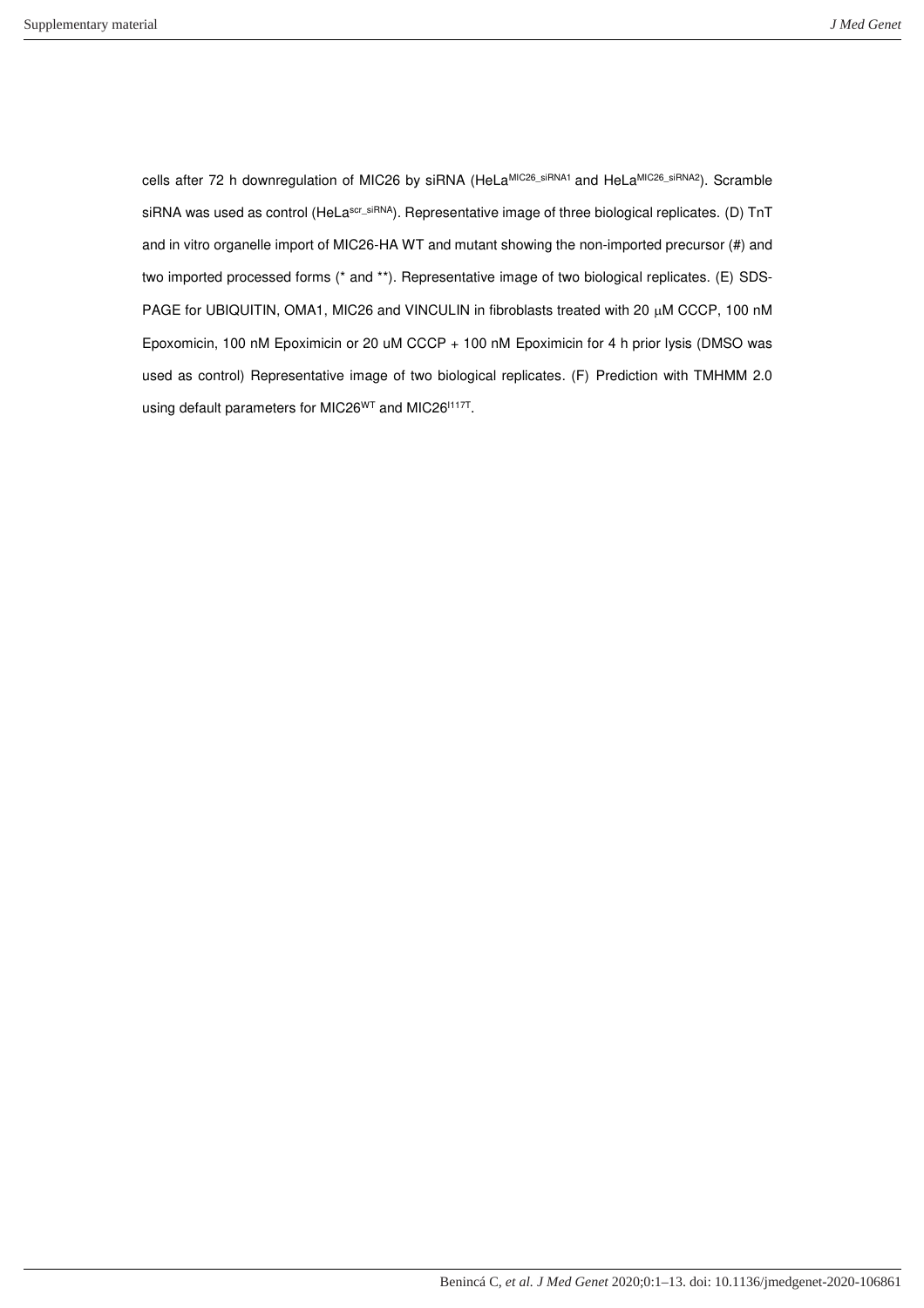cells after 72 h downregulation of MIC26 by siRNA (HeLa$^{MIC26\_siRNA1}$ and HeLa$^{MIC26\_siRNA2}$). Scramble siRNA was used as control (HeLa$^{scr\_siRNA}$). Representative image of three biological replicates. (D) TnT and in vitro organelle import of MIC26-HA WT and mutant showing the non-imported precursor (#) and two imported processed forms (* and **). Representative image of two biological replicates. (E) SDS-PAGE for UBIQUITIN, OMA1, MIC26 and VINCULIN in fibroblasts treated with 20 μM CCCP, 100 nM Epoxomicin, 100 nM Epoximicin or 20 uM CCCP + 100 nM Epoximicin for 4 h prior lysis (DMSO was used as control) Representative image of two biological replicates. (F) Prediction with TMHMM 2.0 using default parameters for MIC26$^{WT}$ and MIC26$^{I117T}$.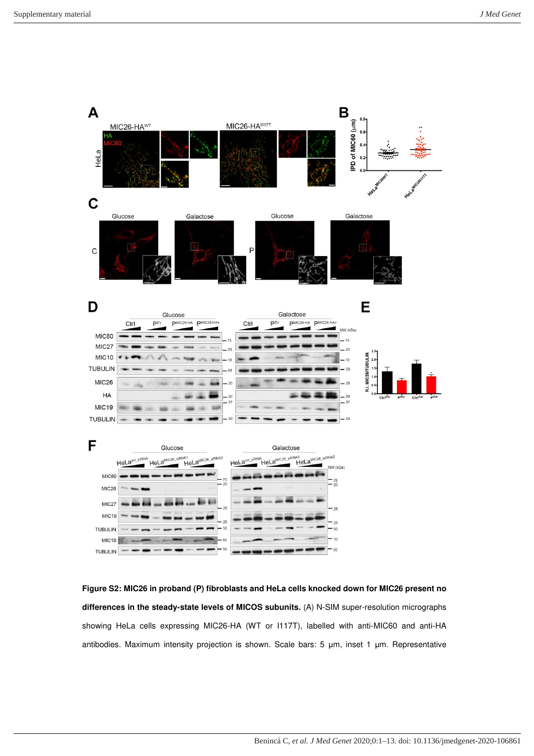A

MIC26-HA^WT

MIC26-HA^I117T

HA

MIC60

HeLa

B

IPD of MIC60 (µm)

0.8

0.6

0.4

0.2

0.0

**

HeLa^MIC26WT

HeLa^MIC26I117T

C

Glucose

Galactose

Glucose

Galactose

C

P

D

Glucose

Galactose

Ctrl

P^EV

P^MIC26-HA

P^MIC26-HA+

Ctrl

P^EV

P^MIC26-HA

P^MIC26-HA+

MW (kDa)

MIC60

MIC27

MIC10

TUBULIN

MIC26

HA

MIC19

TUBULIN

75

25

10

50

20

20

37

50

E

R.I. MIC26/TUBULIN

2.5

2.0

1.5

1.0

0.5

0.0

Ctrl^Glu

P^Glu

Ctrl^Gal

P^Gal

*

F

Glucose

Galactose

HeLa^scr_siRNA

HeLa^MIC26_siRNA1

HeLa^MIC26_siRNA2

HeLa^scr_siRNA

HeLa^MIC26_siRNA1

HeLa^MIC26_siRNA2

MW (kDa)

MIC60

MIC26

MIC27

MIC19

TUBULIN

MIC10

TUBULIN

75

20

25

25

50

10

50

**Figure S2: MIC26 in proband (P) fibroblasts and HeLa cells knocked down for MIC26 present no differences in the steady-state levels of MICOS subunits.** (A) N-SIM super-resolution micrographs showing HeLa cells expressing MIC26-HA (WT or I117T), labelled with anti-MIC60 and anti-HA antibodies. Maximum intensity projection is shown. Scale bars: 5 µm, inset 1 µm. Representative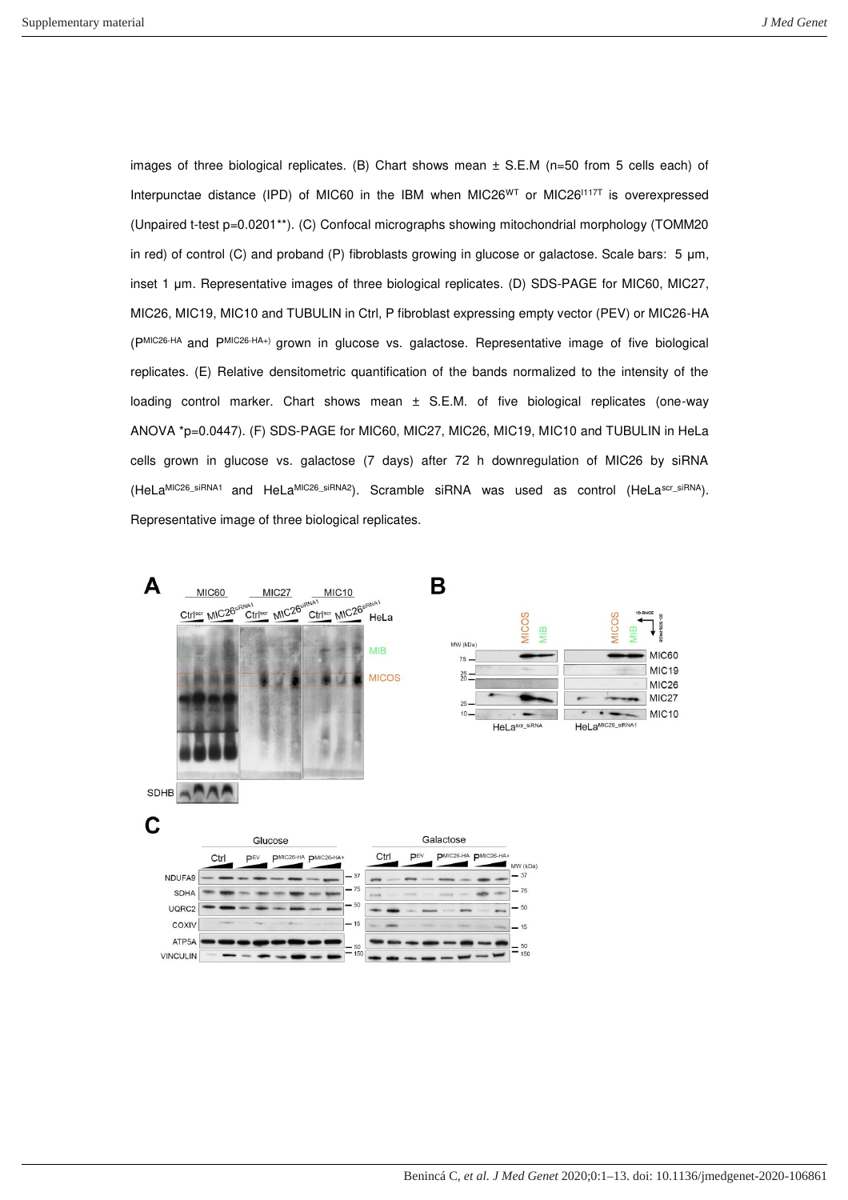images of three biological replicates. (B) Chart shows mean ± S.E.M (n=50 from 5 cells each) of Interpunctae distance (IPD) of MIC60 in the IBM when MIC26$^{WT}$ or MIC26$^{I117T}$ is overexpressed (Unpaired t-test p=0.0201**). (C) Confocal micrographs showing mitochondrial morphology (TOMM20 in red) of control (C) and proband (P) fibroblasts growing in glucose or galactose. Scale bars: 5 µm, inset 1 µm. Representative images of three biological replicates. (D) SDS-PAGE for MIC60, MIC27, MIC26, MIC19, MIC10 and TUBULIN in Ctrl, P fibroblast expressing empty vector (PEV) or MIC26-HA (P$^{MIC26\text{-}HA}$ and P$^{MIC26\text{-}HA+)}$ grown in glucose vs. galactose. Representative image of five biological replicates. (E) Relative densitometric quantification of the bands normalized to the intensity of the loading control marker. Chart shows mean ± S.E.M. of five biological replicates (one-way ANOVA *p=0.0447). (F) SDS-PAGE for MIC60, MIC27, MIC26, MIC19, MIC10 and TUBULIN in HeLa cells grown in glucose vs. galactose (7 days) after 72 h downregulation of MIC26 by siRNA (HeLa$^{MIC26\_siRNA1}$ and HeLa$^{MIC26\_siRNA2}$). Scramble siRNA was used as control (HeLa$^{scr\_siRNA}$). Representative image of three biological replicates.

A

MIC60 MIC27 MIC10
Ctrl$^{scr}$ MIC26$^{siRNA1}$ Ctrl$^{scr}$ MIC26$^{siRNA1}$ Ctrl$^{scr}$ MIC26$^{siRNA1}$ HeLa
MIB
MICOS
SDHB

B

MICOS MIB MICOS MIB
1D-BNGE
2D SDS-PAGE
MW (kDa)
75
25
20
25
10
MIC60
MIC19
MIC26
MIC27
MIC10
HeLa$^{scr\_siRNA}$ HeLa$^{MIC26\_siRNA1}$

C

Glucose Galactose
Ctrl P$^{EV}$ P$^{MIC26\text{-}HA}$ P$^{MIC26\text{-}HA+}$ Ctrl P$^{EV}$ P$^{MIC26\text{-}HA}$ P$^{MIC26\text{-}HA+}$
MW (kDa)
NDUFA9 37
SDHA 75
UQRC2 50
COXIV 15
ATP5A 50
VINCULIN 150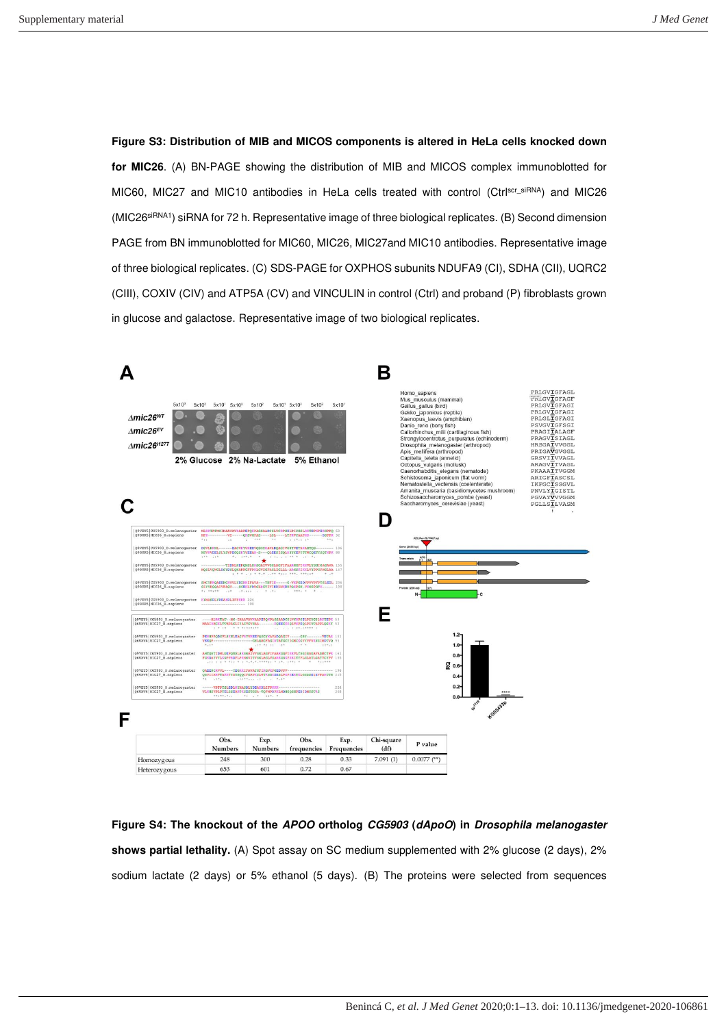**Figure S3: Distribution of MIB and MICOS components is altered in HeLa cells knocked down for MIC26**. (A) BN-PAGE showing the distribution of MIB and MICOS complex immunoblotted for MIC60, MIC27 and MIC10 antibodies in HeLa cells treated with control (Ctrl[scr_siRNA]) and MIC26 (MIC26[siRNA1]) siRNA for 72 h. Representative image of three biological replicates. (B) Second dimension PAGE from BN immunoblotted for MIC60, MIC26, MIC27and MIC10 antibodies. Representative image of three biological replicates. (C) SDS-PAGE for OXPHOS subunits NDUFA9 (CI), SDHA (CII), UQRC2 (CIII), COXIV (CIV) and ATP5A (CV) and VINCULIN in control (Ctrl) and proband (P) fibroblasts grown in glucose and galactose. Representative image of two biological replicates.

A

5x10³ 5x10² 5x10¹ 5x10³ 5x10² 5x10¹ 5x10³ 5x10² 5x10¹

Δmic26[WT]

Δmic26[EV]

Δmic26[I127T]

2% Glucose 2% Na-Lactate 5% Ethanol

B

Homo_sapiens PRLGVIGFAGL
Mus_musculus (mammal) PRLGVIGFAGF
Gallus_gallus (bird) PRLGVIGFAGI
Gekko_japonicus (reptile) PRLGVIGFAGI
Xenopus_laevis (amphibian) PRLGLIGFAGI
Danio_rerio (bony fish) PSVGVIGFSGI
Callorhinchus_milii (cartilaginous fish) PRAGIIALAGF
Strongylocentrotus_purpuratus (echinoderm) PRAGVISIAGL
Drosophila_melanogaster (arthropod) HRSGAIVVGGL
Apis_mellifera (arthropod) PRIGAVGVGGL
Capitella_teleta (annelid) GRSVIIVVAGL
Octopus_vulgaris (mollusk) ARAGVITVAGL
Caenorhabditis_elegans (nematode) PKAAAITVGGM
Schistosoma_japonicum (flat worm) ARIGFIASCSL
Nematostella_vectensis (coelenterate) IKFGCISSGVL
Amanita_muscaria (basidiomycetes mushroom) PNVLYIGISTL
Schizosaccharomyces_pombe (yeast) PGVAYVVGGM
Saccharomyces_cerevisiae (yeast) PGLLSILVASM

C

D

E

1.2
1.0
0.8
0.6
0.4
0.2
0.0
RQ
w1118
KG05433b
****

F

| | Obs. Numbers | Exp. Numbers | Obs. frequencies | Exp. Frequencies | Chi-square (df) | P value |
|---|---|---|---|---|---|---|
| Homozygous | 248 | 300 | 0.28 | 0.33 | 7.091 (1) | 0.0077 (**) |
| Heterozygous | 653 | 601 | 0.72 | 0.67 | | |

**Figure S4: The knockout of the *APOO* ortholog *CG5903* (*dApoO*) in *Drosophila melanogaster* shows partial lethality.** (A) Spot assay on SC medium supplemented with 2% glucose (2 days), 2% sodium lactate (2 days) or 5% ethanol (5 days). (B) The proteins were selected from sequences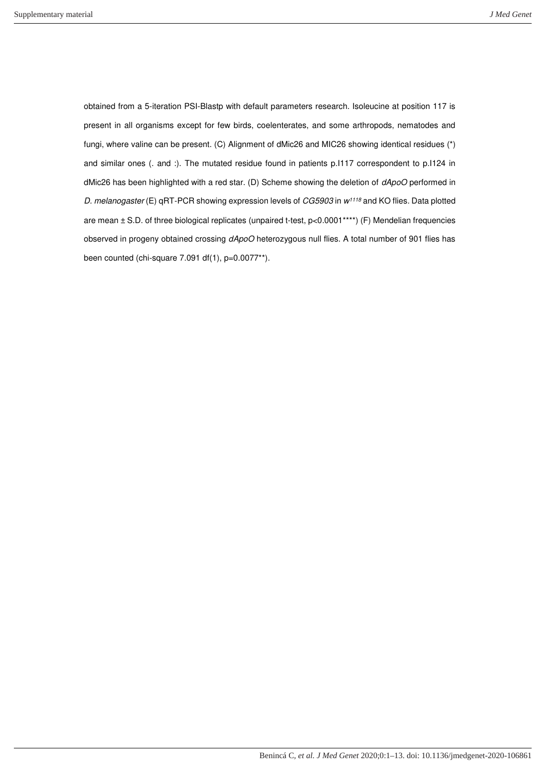obtained from a 5-iteration PSI-Blastp with default parameters research. Isoleucine at position 117 is present in all organisms except for few birds, coelenterates, and some arthropods, nematodes and fungi, where valine can be present. (C) Alignment of dMic26 and MIC26 showing identical residues (*) and similar ones (. and :). The mutated residue found in patients p.I117 correspondent to p.I124 in dMic26 has been highlighted with a red star. (D) Scheme showing the deletion of *dApoO* performed in *D. melanogaster* (E) qRT-PCR showing expression levels of *CG5903* in $w^{1118}$ and KO flies. Data plotted are mean ± S.D. of three biological replicates (unpaired t-test, $p<0.0001$****) (F) Mendelian frequencies observed in progeny obtained crossing *dApoO* heterozygous null flies. A total number of 901 flies has been counted (chi-square 7.091 df(1), $p=0.0077$**).